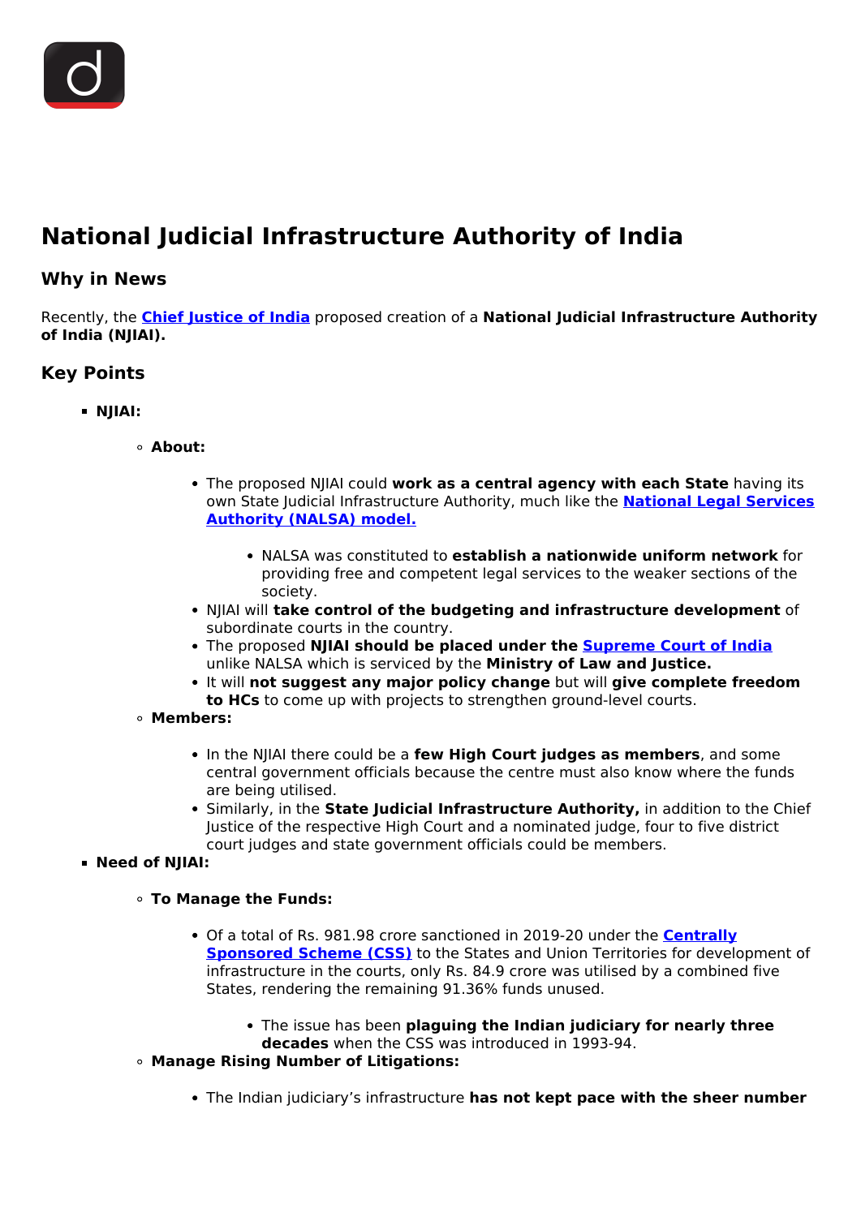# National Judicial Infrastructure Authority of India

## Why in News

Recently, the **Chief Justice of India** proposed creation of a **National Judicial Infrastructure Authority of India (NJIAI).**

## Key Points

- **NJIAI:**
  - **About:**
    - The proposed NJIAI could **work as a central agency with each State** having its own State Judicial Infrastructure Authority, much like the **National Legal Services Authority (NALSA) model.**
      - NALSA was constituted to **establish a nationwide uniform network** for providing free and competent legal services to the weaker sections of the society.
    - NJIAI will **take control of the budgeting and infrastructure development** of subordinate courts in the country.
    - The proposed **NJIAI should be placed under the Supreme Court of India** unlike NALSA which is serviced by the **Ministry of Law and Justice.**
    - It will **not suggest any major policy change** but will **give complete freedom to HCs** to come up with projects to strengthen ground-level courts.
  - **Members:**
    - In the NJIAI there could be a **few High Court judges as members**, and some central government officials because the centre must also know where the funds are being utilised.
    - Similarly, in the **State Judicial Infrastructure Authority,** in addition to the Chief Justice of the respective High Court and a nominated judge, four to five district court judges and state government officials could be members.
- **Need of NJIAI:**
  - **To Manage the Funds:**
    - Of a total of Rs. 981.98 crore sanctioned in 2019-20 under the **Centrally Sponsored Scheme (CSS)** to the States and Union Territories for development of infrastructure in the courts, only Rs. 84.9 crore was utilised by a combined five States, rendering the remaining 91.36% funds unused.
      - The issue has been **plaguing the Indian judiciary for nearly three decades** when the CSS was introduced in 1993-94.
  - **Manage Rising Number of Litigations:**
    - The Indian judiciary's infrastructure **has not kept pace with the sheer number**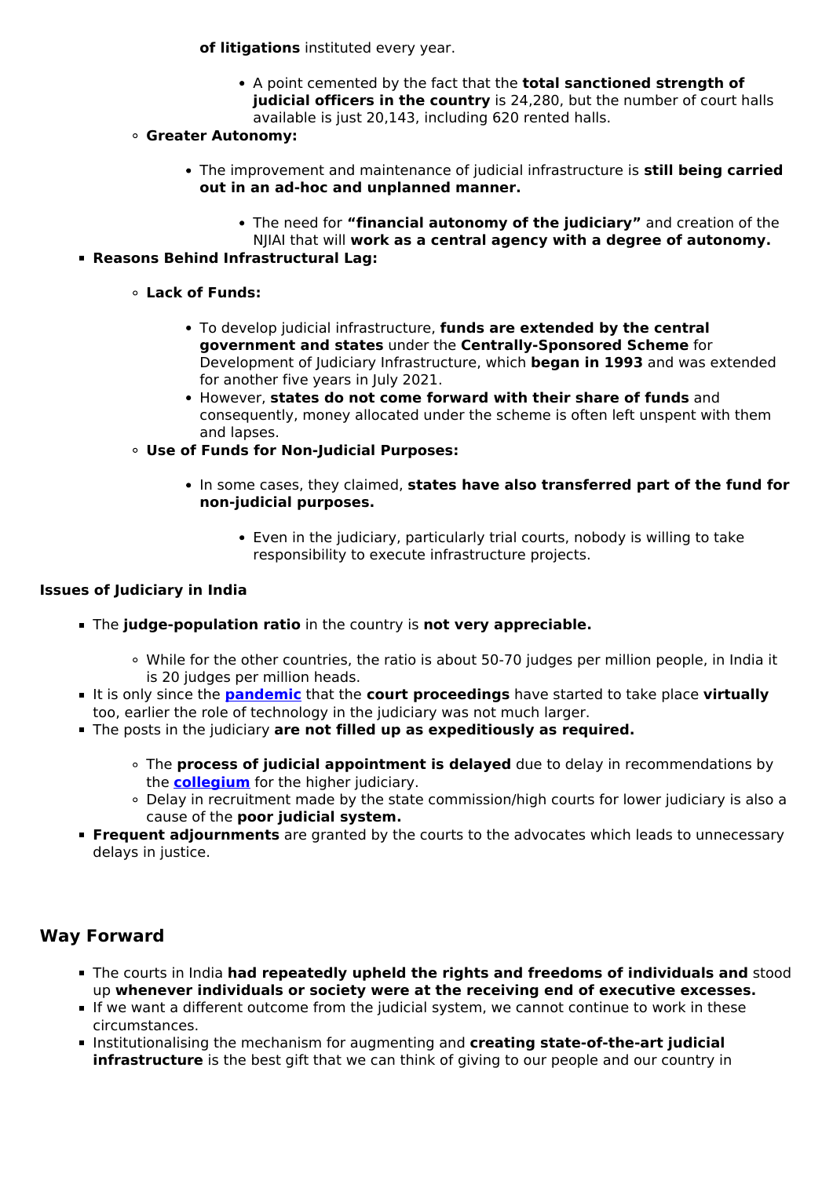**of litigations** instituted every year.

        - A point cemented by the fact that the **total sanctioned strength of judicial officers in the country** is 24,280, but the number of court halls available is just 20,143, including 620 rented halls.
    - **Greater Autonomy:**
        - The improvement and maintenance of judicial infrastructure is **still being carried out in an ad-hoc and unplanned manner.**
            - The need for **"financial autonomy of the judiciary"** and creation of the NJIAI that will **work as a central agency with a degree of autonomy.**
- **Reasons Behind Infrastructural Lag:**
    - **Lack of Funds:**
        - To develop judicial infrastructure, **funds are extended by the central government and states** under the **Centrally-Sponsored Scheme** for Development of Judiciary Infrastructure, which **began in 1993** and was extended for another five years in July 2021.
        - However, **states do not come forward with their share of funds** and consequently, money allocated under the scheme is often left unspent with them and lapses.
    - **Use of Funds for Non-Judicial Purposes:**
        - In some cases, they claimed, **states have also transferred part of the fund for non-judicial purposes.**
            - Even in the judiciary, particularly trial courts, nobody is willing to take responsibility to execute infrastructure projects.

**Issues of Judiciary in India**

- The **judge-population ratio** in the country is **not very appreciable.**
    - While for the other countries, the ratio is about 50-70 judges per million people, in India it is 20 judges per million heads.
- It is only since the **pandemic** that the **court proceedings** have started to take place **virtually** too, earlier the role of technology in the judiciary was not much larger.
- The posts in the judiciary **are not filled up as expeditiously as required.**
    - The **process of judicial appointment is delayed** due to delay in recommendations by the **collegium** for the higher judiciary.
    - Delay in recruitment made by the state commission/high courts for lower judiciary is also a cause of the **poor judicial system.**
- **Frequent adjournments** are granted by the courts to the advocates which leads to unnecessary delays in justice.

## Way Forward

- The courts in India **had repeatedly upheld the rights and freedoms of individuals and** stood up **whenever individuals or society were at the receiving end of executive excesses.**
- If we want a different outcome from the judicial system, we cannot continue to work in these circumstances.
- Institutionalising the mechanism for augmenting and **creating state-of-the-art judicial infrastructure** is the best gift that we can think of giving to our people and our country in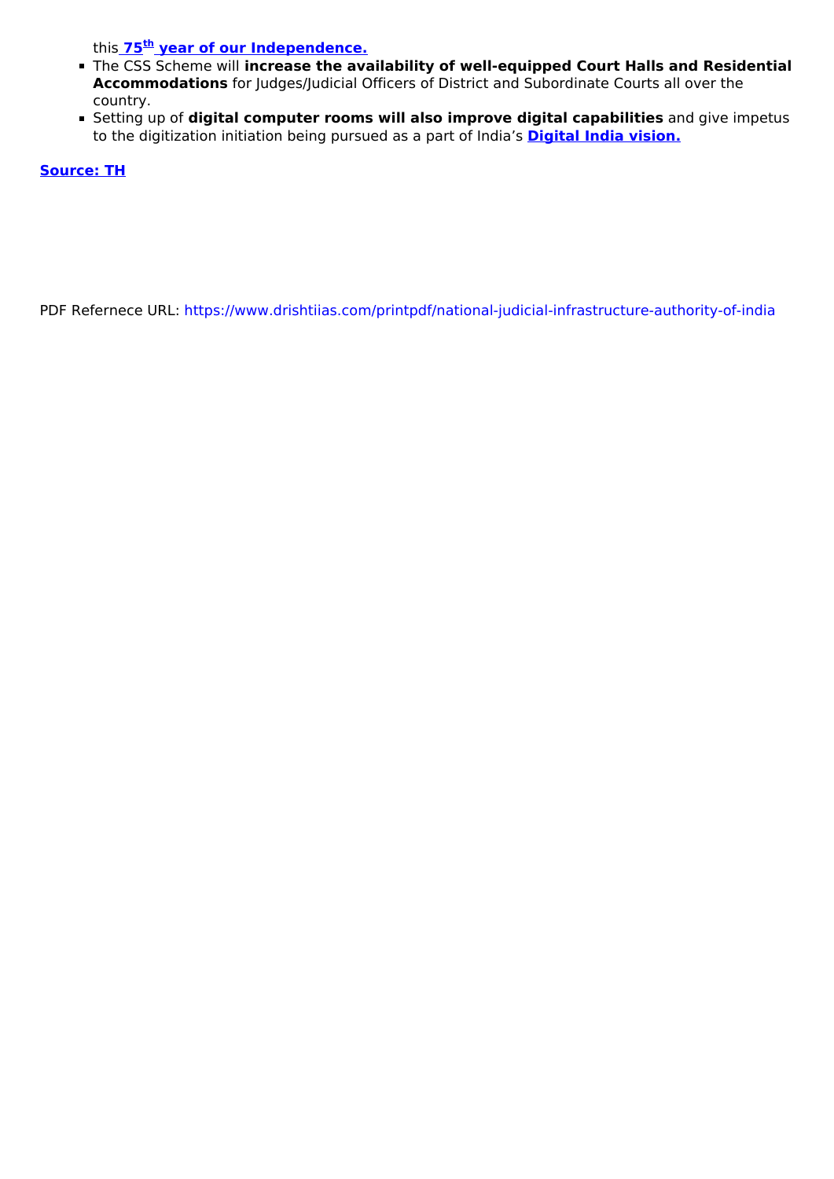this **75$^{th}$ year of our Independence.**

- The CSS Scheme will **increase the availability of well-equipped Court Halls and Residential Accommodations** for Judges/Judicial Officers of District and Subordinate Courts all over the country.
- Setting up of **digital computer rooms will also improve digital capabilities** and give impetus to the digitization initiation being pursued as a part of India's **Digital India vision.**

**Source: TH**

PDF Refernece URL: https://www.drishtiias.com/printpdf/national-judicial-infrastructure-authority-of-india